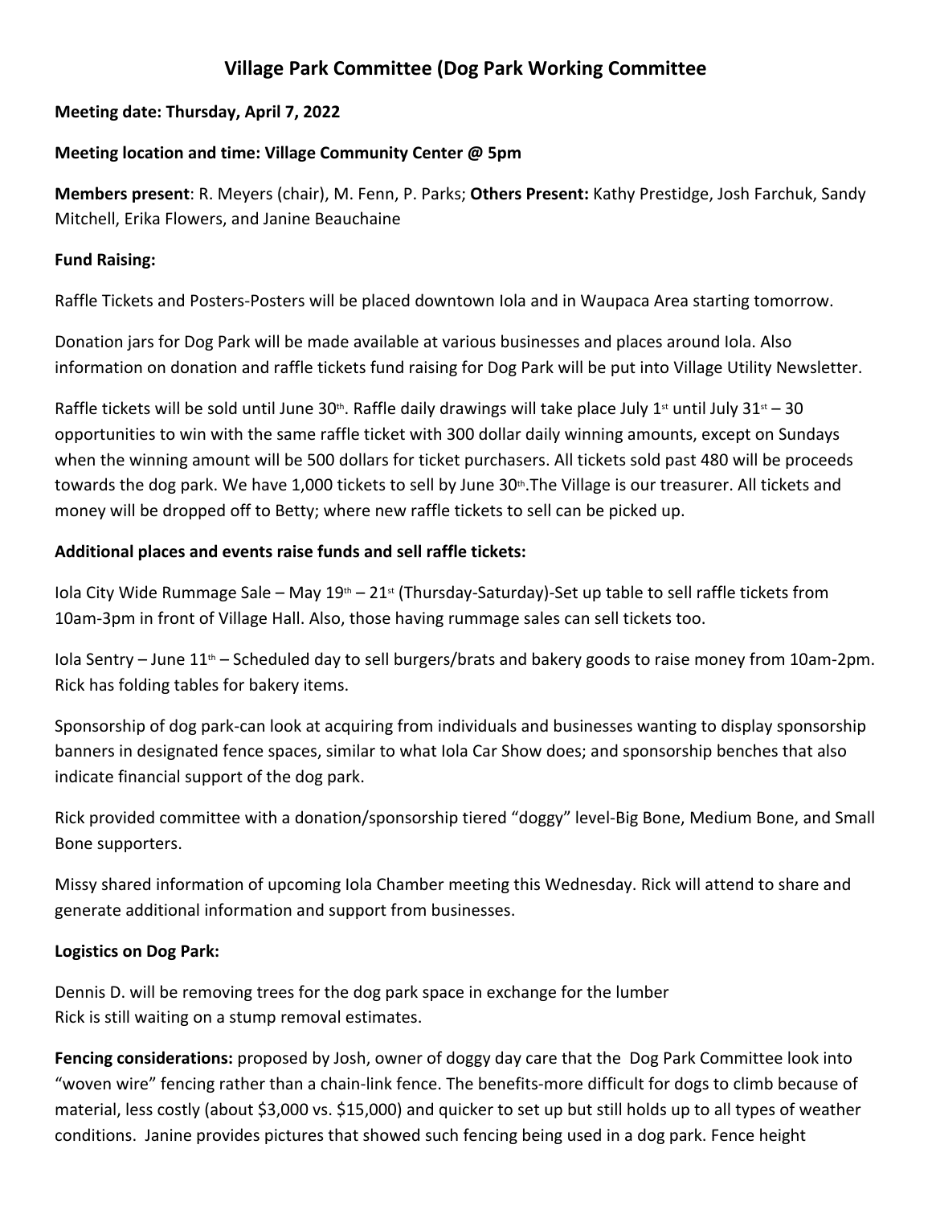# Village Park Committee (Dog Park Working Committee

**Meeting date: Thursday, April 7, 2022**

**Meeting location and time: Village Community Center @ 5pm**

**Members present**: R. Meyers (chair), M. Fenn, P. Parks; **Others Present:** Kathy Prestidge, Josh Farchuk, Sandy Mitchell, Erika Flowers, and Janine Beauchaine

**Fund Raising:**

Raffle Tickets and Posters-Posters will be placed downtown Iola and in Waupaca Area starting tomorrow.

Donation jars for Dog Park will be made available at various businesses and places around Iola. Also information on donation and raffle tickets fund raising for Dog Park will be put into Village Utility Newsletter.

Raffle tickets will be sold until June 30th. Raffle daily drawings will take place July 1st until July 31st – 30 opportunities to win with the same raffle ticket with 300 dollar daily winning amounts, except on Sundays when the winning amount will be 500 dollars for ticket purchasers. All tickets sold past 480 will be proceeds towards the dog park. We have 1,000 tickets to sell by June 30th.The Village is our treasurer. All tickets and money will be dropped off to Betty; where new raffle tickets to sell can be picked up.

**Additional places and events raise funds and sell raffle tickets:**

Iola City Wide Rummage Sale – May 19th – 21st (Thursday-Saturday)-Set up table to sell raffle tickets from 10am-3pm in front of Village Hall. Also, those having rummage sales can sell tickets too.

Iola Sentry – June 11th – Scheduled day to sell burgers/brats and bakery goods to raise money from 10am-2pm. Rick has folding tables for bakery items.

Sponsorship of dog park-can look at acquiring from individuals and businesses wanting to display sponsorship banners in designated fence spaces, similar to what Iola Car Show does; and sponsorship benches that also indicate financial support of the dog park.

Rick provided committee with a donation/sponsorship tiered "doggy" level-Big Bone, Medium Bone, and Small Bone supporters.

Missy shared information of upcoming Iola Chamber meeting this Wednesday. Rick will attend to share and generate additional information and support from businesses.

**Logistics on Dog Park:**

Dennis D. will be removing trees for the dog park space in exchange for the lumber
Rick is still waiting on a stump removal estimates.

**Fencing considerations:** proposed by Josh, owner of doggy day care that the Dog Park Committee look into "woven wire" fencing rather than a chain-link fence. The benefits-more difficult for dogs to climb because of material, less costly (about $3,000 vs. $15,000) and quicker to set up but still holds up to all types of weather conditions. Janine provides pictures that showed such fencing being used in a dog park. Fence height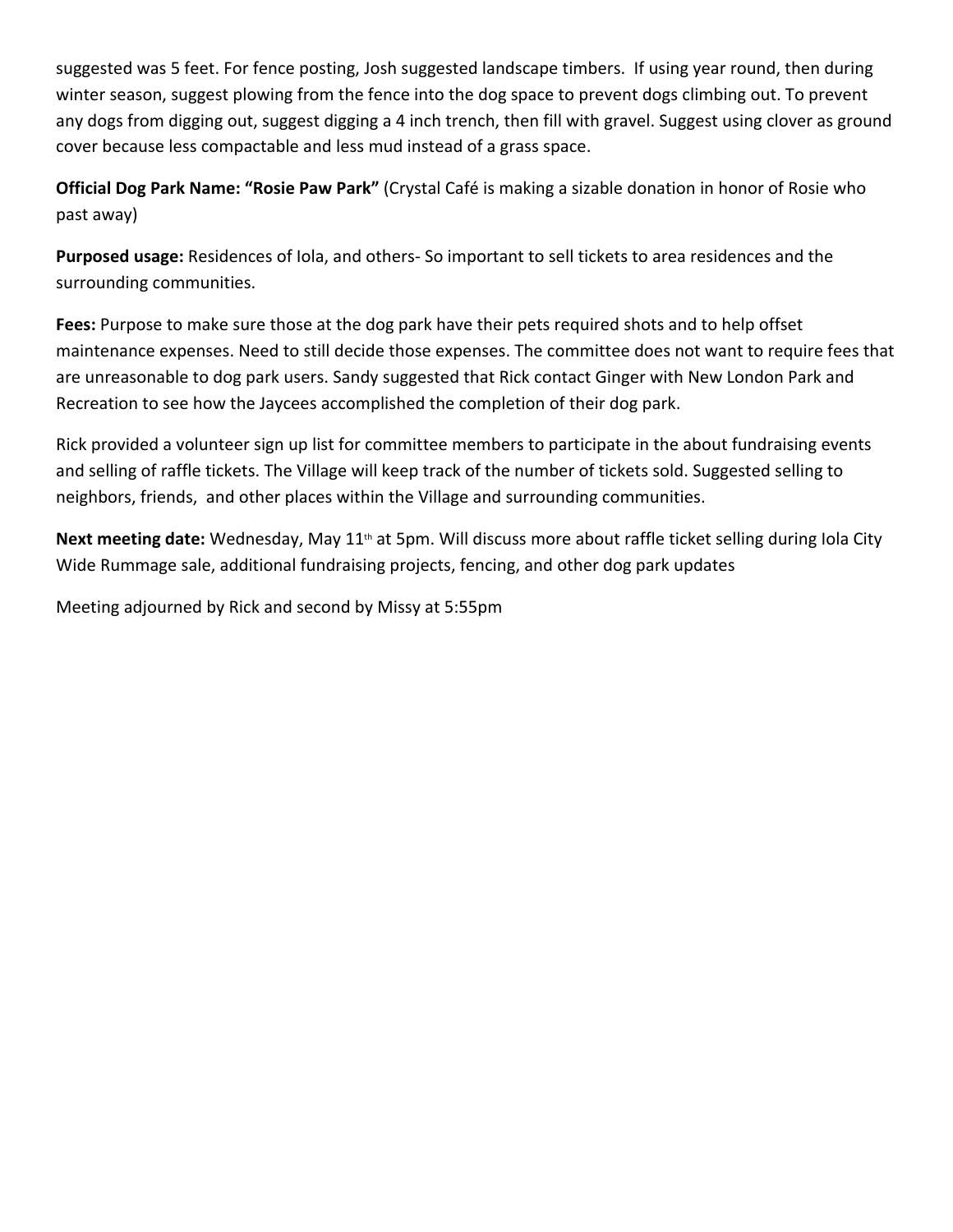suggested was 5 feet. For fence posting, Josh suggested landscape timbers.  If using year round, then during winter season, suggest plowing from the fence into the dog space to prevent dogs climbing out. To prevent any dogs from digging out, suggest digging a 4 inch trench, then fill with gravel. Suggest using clover as ground cover because less compactable and less mud instead of a grass space.

**Official Dog Park Name: "Rosie Paw Park"** (Crystal Café is making a sizable donation in honor of Rosie who past away)

**Purposed usage:** Residences of Iola, and others- So important to sell tickets to area residences and the surrounding communities.

**Fees:** Purpose to make sure those at the dog park have their pets required shots and to help offset maintenance expenses. Need to still decide those expenses. The committee does not want to require fees that are unreasonable to dog park users. Sandy suggested that Rick contact Ginger with New London Park and Recreation to see how the Jaycees accomplished the completion of their dog park.

Rick provided a volunteer sign up list for committee members to participate in the about fundraising events and selling of raffle tickets. The Village will keep track of the number of tickets sold. Suggested selling to neighbors, friends,  and other places within the Village and surrounding communities.

**Next meeting date:** Wednesday, May 11th at 5pm. Will discuss more about raffle ticket selling during Iola City Wide Rummage sale, additional fundraising projects, fencing, and other dog park updates

Meeting adjourned by Rick and second by Missy at 5:55pm